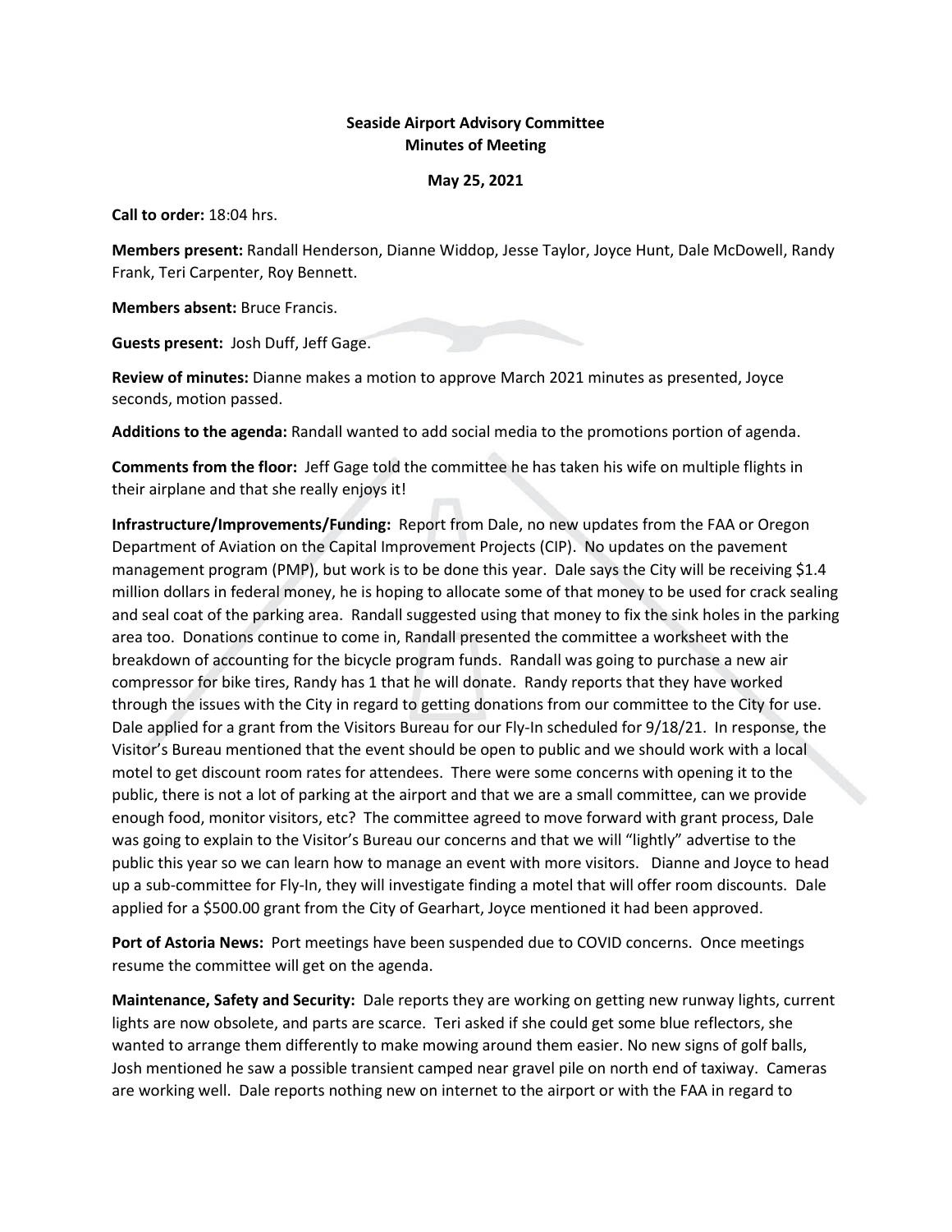**Seaside Airport Advisory Committee**
**Minutes of Meeting**

**May 25, 2021**

**Call to order:** 18:04 hrs.

**Members present:** Randall Henderson, Dianne Widdop, Jesse Taylor, Joyce Hunt, Dale McDowell, Randy Frank, Teri Carpenter, Roy Bennett.

**Members absent:** Bruce Francis.

**Guests present:** Josh Duff, Jeff Gage.

**Review of minutes:** Dianne makes a motion to approve March 2021 minutes as presented, Joyce seconds, motion passed.

**Additions to the agenda:** Randall wanted to add social media to the promotions portion of agenda.

**Comments from the floor:** Jeff Gage told the committee he has taken his wife on multiple flights in their airplane and that she really enjoys it!

**Infrastructure/Improvements/Funding:** Report from Dale, no new updates from the FAA or Oregon Department of Aviation on the Capital Improvement Projects (CIP). No updates on the pavement management program (PMP), but work is to be done this year. Dale says the City will be receiving $1.4 million dollars in federal money, he is hoping to allocate some of that money to be used for crack sealing and seal coat of the parking area. Randall suggested using that money to fix the sink holes in the parking area too. Donations continue to come in, Randall presented the committee a worksheet with the breakdown of accounting for the bicycle program funds. Randall was going to purchase a new air compressor for bike tires, Randy has 1 that he will donate. Randy reports that they have worked through the issues with the City in regard to getting donations from our committee to the City for use. Dale applied for a grant from the Visitors Bureau for our Fly-In scheduled for 9/18/21. In response, the Visitor's Bureau mentioned that the event should be open to public and we should work with a local motel to get discount room rates for attendees. There were some concerns with opening it to the public, there is not a lot of parking at the airport and that we are a small committee, can we provide enough food, monitor visitors, etc? The committee agreed to move forward with grant process, Dale was going to explain to the Visitor's Bureau our concerns and that we will "lightly" advertise to the public this year so we can learn how to manage an event with more visitors. Dianne and Joyce to head up a sub-committee for Fly-In, they will investigate finding a motel that will offer room discounts. Dale applied for a $500.00 grant from the City of Gearhart, Joyce mentioned it had been approved.

**Port of Astoria News:** Port meetings have been suspended due to COVID concerns. Once meetings resume the committee will get on the agenda.

**Maintenance, Safety and Security:** Dale reports they are working on getting new runway lights, current lights are now obsolete, and parts are scarce. Teri asked if she could get some blue reflectors, she wanted to arrange them differently to make mowing around them easier. No new signs of golf balls, Josh mentioned he saw a possible transient camped near gravel pile on north end of taxiway. Cameras are working well. Dale reports nothing new on internet to the airport or with the FAA in regard to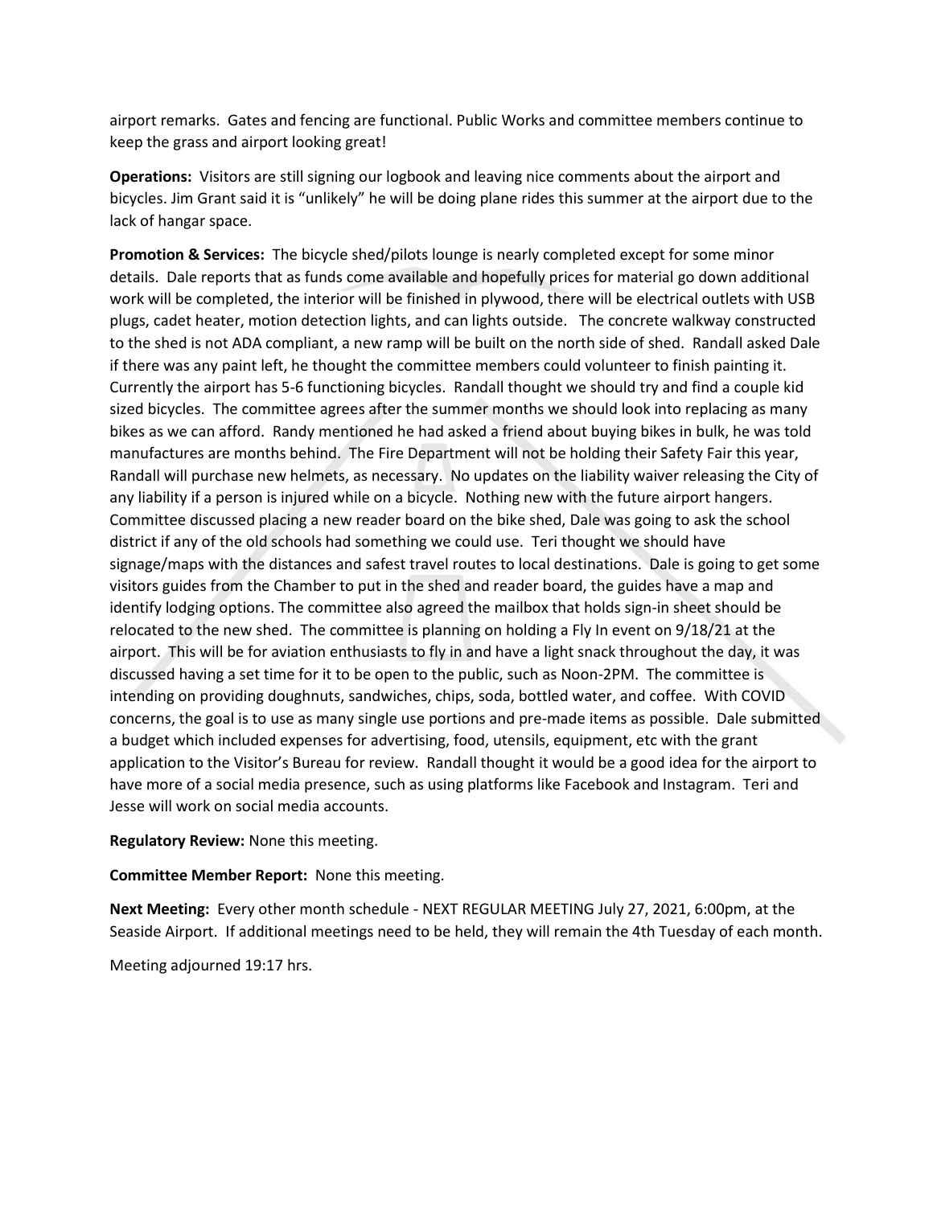airport remarks. Gates and fencing are functional. Public Works and committee members continue to keep the grass and airport looking great!

**Operations:** Visitors are still signing our logbook and leaving nice comments about the airport and bicycles. Jim Grant said it is "unlikely" he will be doing plane rides this summer at the airport due to the lack of hangar space.

**Promotion & Services:** The bicycle shed/pilots lounge is nearly completed except for some minor details. Dale reports that as funds come available and hopefully prices for material go down additional work will be completed, the interior will be finished in plywood, there will be electrical outlets with USB plugs, cadet heater, motion detection lights, and can lights outside. The concrete walkway constructed to the shed is not ADA compliant, a new ramp will be built on the north side of shed. Randall asked Dale if there was any paint left, he thought the committee members could volunteer to finish painting it. Currently the airport has 5-6 functioning bicycles. Randall thought we should try and find a couple kid sized bicycles. The committee agrees after the summer months we should look into replacing as many bikes as we can afford. Randy mentioned he had asked a friend about buying bikes in bulk, he was told manufactures are months behind. The Fire Department will not be holding their Safety Fair this year, Randall will purchase new helmets, as necessary. No updates on the liability waiver releasing the City of any liability if a person is injured while on a bicycle. Nothing new with the future airport hangers. Committee discussed placing a new reader board on the bike shed, Dale was going to ask the school district if any of the old schools had something we could use. Teri thought we should have signage/maps with the distances and safest travel routes to local destinations. Dale is going to get some visitors guides from the Chamber to put in the shed and reader board, the guides have a map and identify lodging options. The committee also agreed the mailbox that holds sign-in sheet should be relocated to the new shed. The committee is planning on holding a Fly In event on 9/18/21 at the airport. This will be for aviation enthusiasts to fly in and have a light snack throughout the day, it was discussed having a set time for it to be open to the public, such as Noon-2PM. The committee is intending on providing doughnuts, sandwiches, chips, soda, bottled water, and coffee. With COVID concerns, the goal is to use as many single use portions and pre-made items as possible. Dale submitted a budget which included expenses for advertising, food, utensils, equipment, etc with the grant application to the Visitor's Bureau for review. Randall thought it would be a good idea for the airport to have more of a social media presence, such as using platforms like Facebook and Instagram. Teri and Jesse will work on social media accounts.

**Regulatory Review:** None this meeting.

**Committee Member Report:** None this meeting.

**Next Meeting:** Every other month schedule - NEXT REGULAR MEETING July 27, 2021, 6:00pm, at the Seaside Airport. If additional meetings need to be held, they will remain the 4th Tuesday of each month.

Meeting adjourned 19:17 hrs.